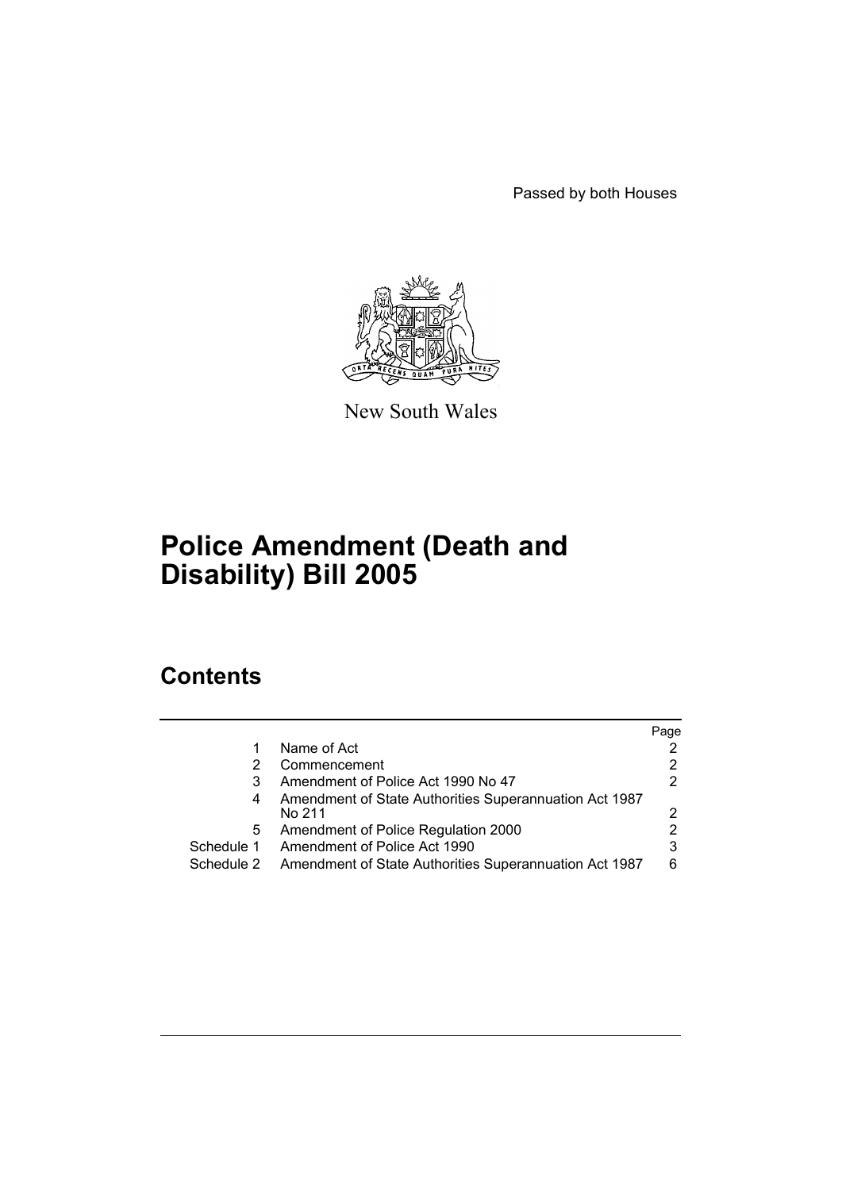Passed by both Houses

New South Wales

# Police Amendment (Death and Disability) Bill 2005

## Contents

| | | Page |
|---|---|---|
| 1 | Name of Act | 2 |
| 2 | Commencement | 2 |
| 3 | Amendment of Police Act 1990 No 47 | 2 |
| 4 | Amendment of State Authorities Superannuation Act 1987 No 211 | 2 |
| 5 | Amendment of Police Regulation 2000 | 2 |
| Schedule 1 | Amendment of Police Act 1990 | 3 |
| Schedule 2 | Amendment of State Authorities Superannuation Act 1987 | 6 |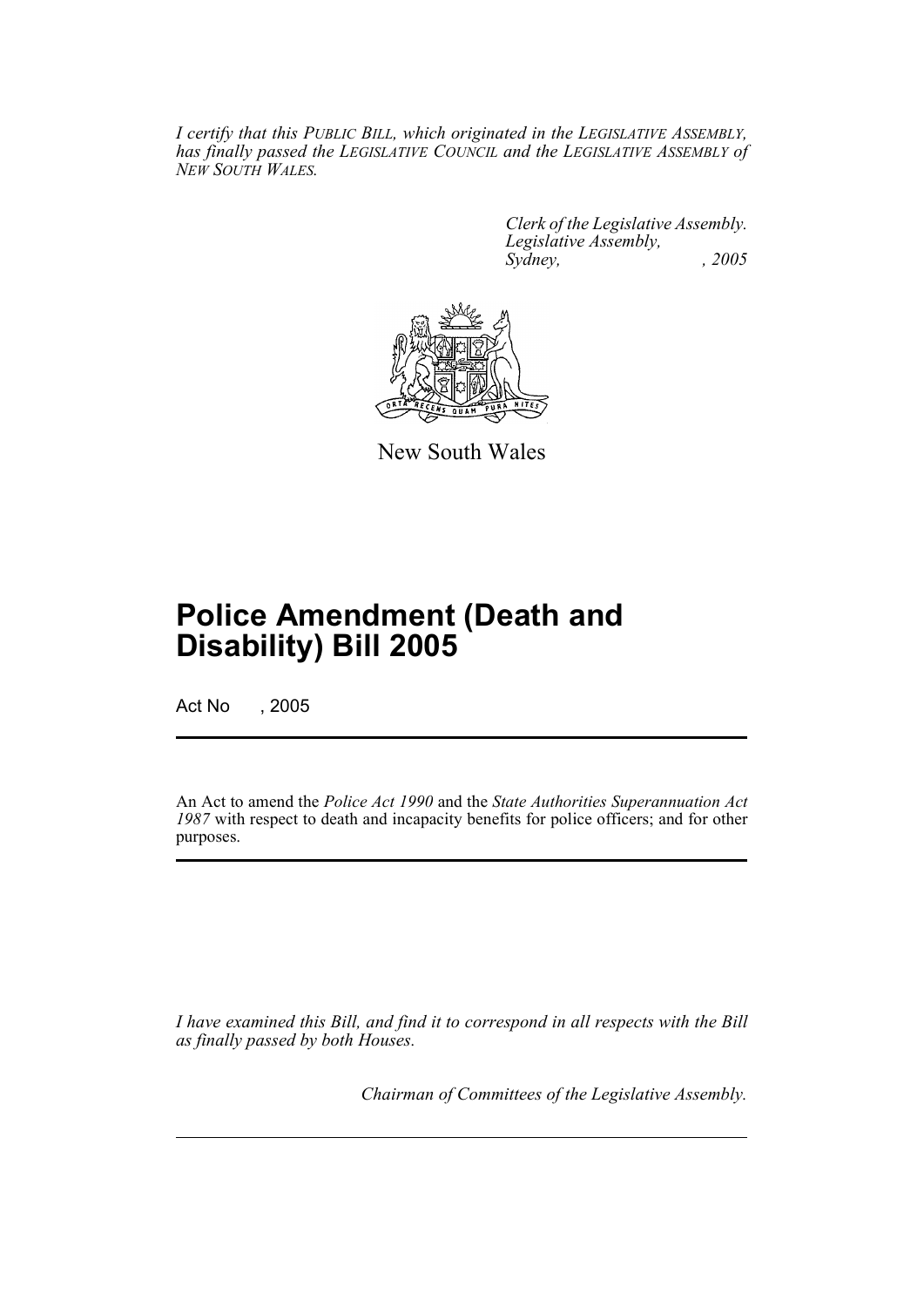*I certify that this PUBLIC BILL, which originated in the LEGISLATIVE ASSEMBLY, has finally passed the LEGISLATIVE COUNCIL and the LEGISLATIVE ASSEMBLY of NEW SOUTH WALES.*

*Clerk of the Legislative Assembly.*
*Legislative Assembly,*
*Sydney, , 2005*

New South Wales

# Police Amendment (Death and Disability) Bill 2005

Act No , 2005

An Act to amend the *Police Act 1990* and the *State Authorities Superannuation Act 1987* with respect to death and incapacity benefits for police officers; and for other purposes.

*I have examined this Bill, and find it to correspond in all respects with the Bill as finally passed by both Houses.*

*Chairman of Committees of the Legislative Assembly.*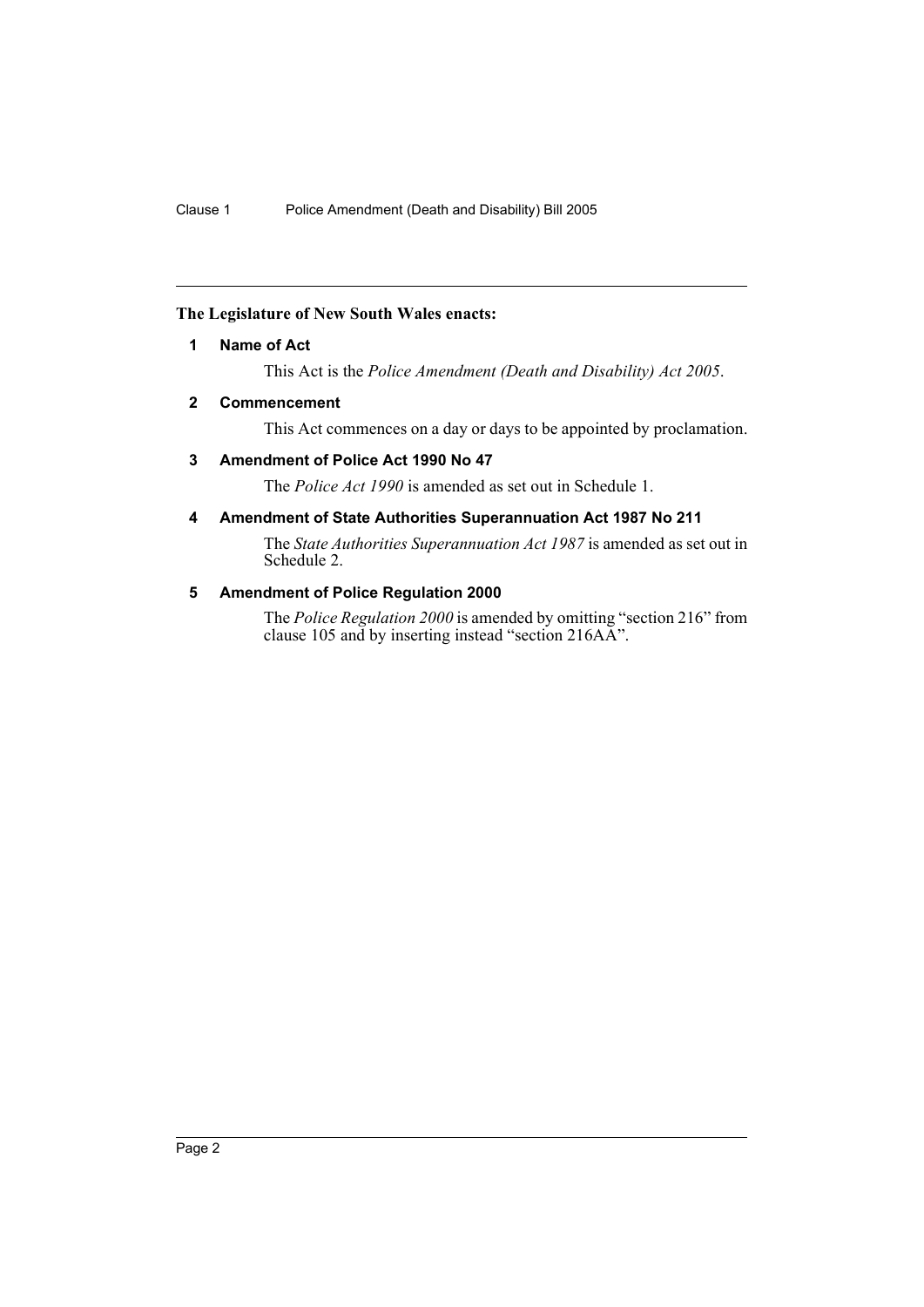**The Legislature of New South Wales enacts:**

## 1 Name of Act

This Act is the *Police Amendment (Death and Disability) Act 2005*.

## 2 Commencement

This Act commences on a day or days to be appointed by proclamation.

## 3 Amendment of Police Act 1990 No 47

The *Police Act 1990* is amended as set out in Schedule 1.

## 4 Amendment of State Authorities Superannuation Act 1987 No 211

The *State Authorities Superannuation Act 1987* is amended as set out in Schedule 2.

## 5 Amendment of Police Regulation 2000

The *Police Regulation 2000* is amended by omitting "section 216" from clause 105 and by inserting instead "section 216AA".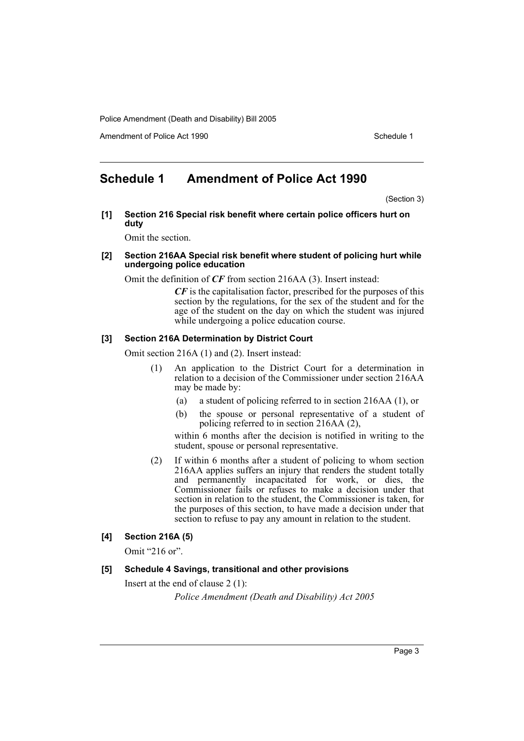## Schedule 1 Amendment of Police Act 1990

(Section 3)

**[1] Section 216 Special risk benefit where certain police officers hurt on duty**

Omit the section.

**[2] Section 216AA Special risk benefit where student of policing hurt while undergoing police education**

Omit the definition of ***CF*** from section 216AA (3). Insert instead:

> ***CF*** is the capitalisation factor, prescribed for the purposes of this section by the regulations, for the sex of the student and for the age of the student on the day on which the student was injured while undergoing a police education course.

**[3] Section 216A Determination by District Court**

Omit section 216A (1) and (2). Insert instead:

> (1) An application to the District Court for a determination in relation to a decision of the Commissioner under section 216AA may be made by:
>
> (a) a student of policing referred to in section 216AA (1), or
>
> (b) the spouse or personal representative of a student of policing referred to in section 216AA (2),
>
> within 6 months after the decision is notified in writing to the student, spouse or personal representative.
>
> (2) If within 6 months after a student of policing to whom section 216AA applies suffers an injury that renders the student totally and permanently incapacitated for work, or dies, the Commissioner fails or refuses to make a decision under that section in relation to the student, the Commissioner is taken, for the purposes of this section, to have made a decision under that section to refuse to pay any amount in relation to the student.

**[4] Section 216A (5)**

Omit "216 or".

**[5] Schedule 4 Savings, transitional and other provisions**

Insert at the end of clause 2 (1):

> *Police Amendment (Death and Disability) Act 2005*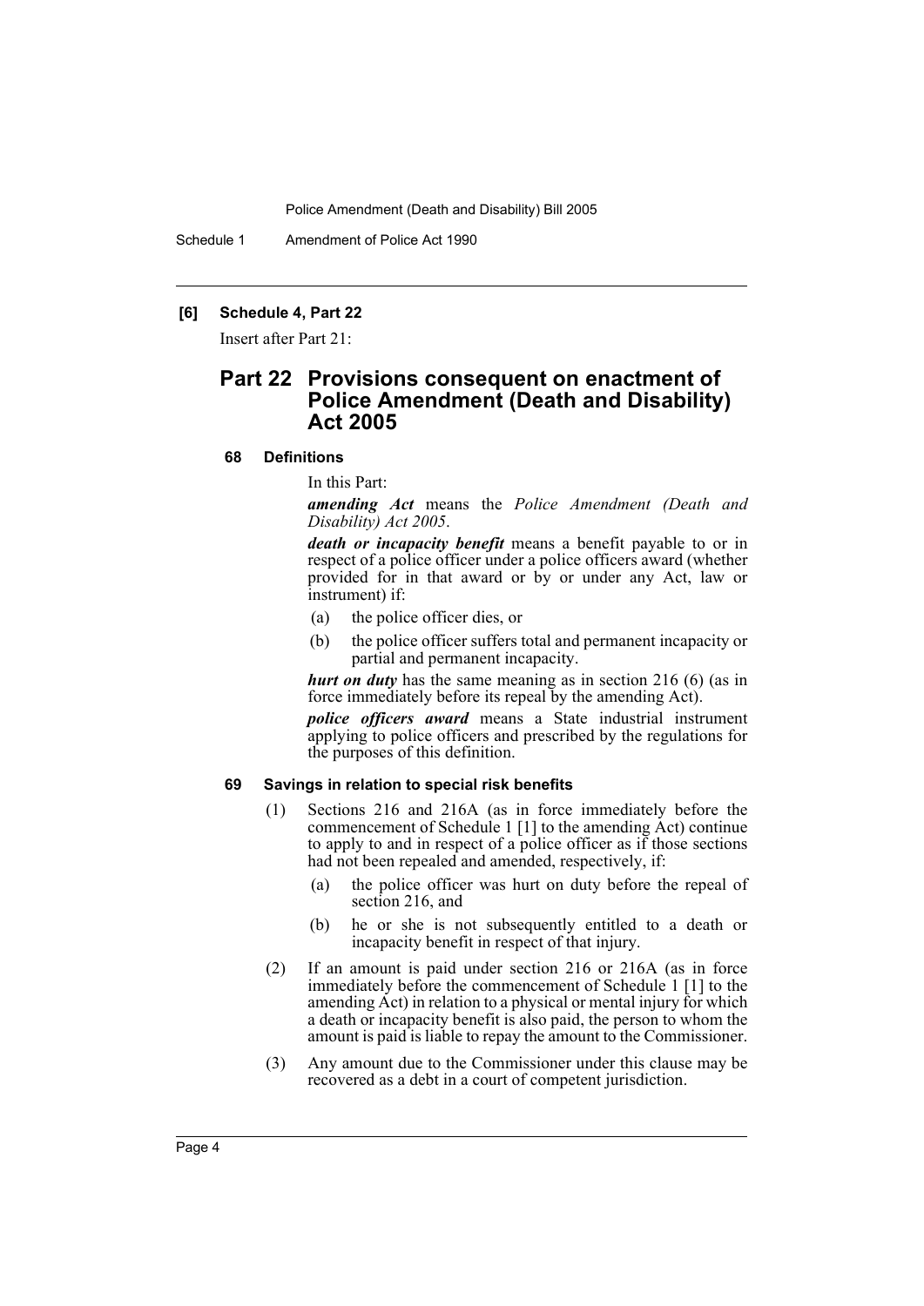**[6] Schedule 4, Part 22**

Insert after Part 21:

## Part 22 Provisions consequent on enactment of Police Amendment (Death and Disability) Act 2005

### 68 Definitions

In this Part:

***amending Act*** means the *Police Amendment (Death and Disability) Act 2005*.

***death or incapacity benefit*** means a benefit payable to or in respect of a police officer under a police officers award (whether provided for in that award or by or under any Act, law or instrument) if:

(a) the police officer dies, or

(b) the police officer suffers total and permanent incapacity or partial and permanent incapacity.

***hurt on duty*** has the same meaning as in section 216 (6) (as in force immediately before its repeal by the amending Act).

***police officers award*** means a State industrial instrument applying to police officers and prescribed by the regulations for the purposes of this definition.

### 69 Savings in relation to special risk benefits

(1) Sections 216 and 216A (as in force immediately before the commencement of Schedule 1 [1] to the amending Act) continue to apply to and in respect of a police officer as if those sections had not been repealed and amended, respectively, if:

(a) the police officer was hurt on duty before the repeal of section 216, and

(b) he or she is not subsequently entitled to a death or incapacity benefit in respect of that injury.

(2) If an amount is paid under section 216 or 216A (as in force immediately before the commencement of Schedule 1 [1] to the amending Act) in relation to a physical or mental injury for which a death or incapacity benefit is also paid, the person to whom the amount is paid is liable to repay the amount to the Commissioner.

(3) Any amount due to the Commissioner under this clause may be recovered as a debt in a court of competent jurisdiction.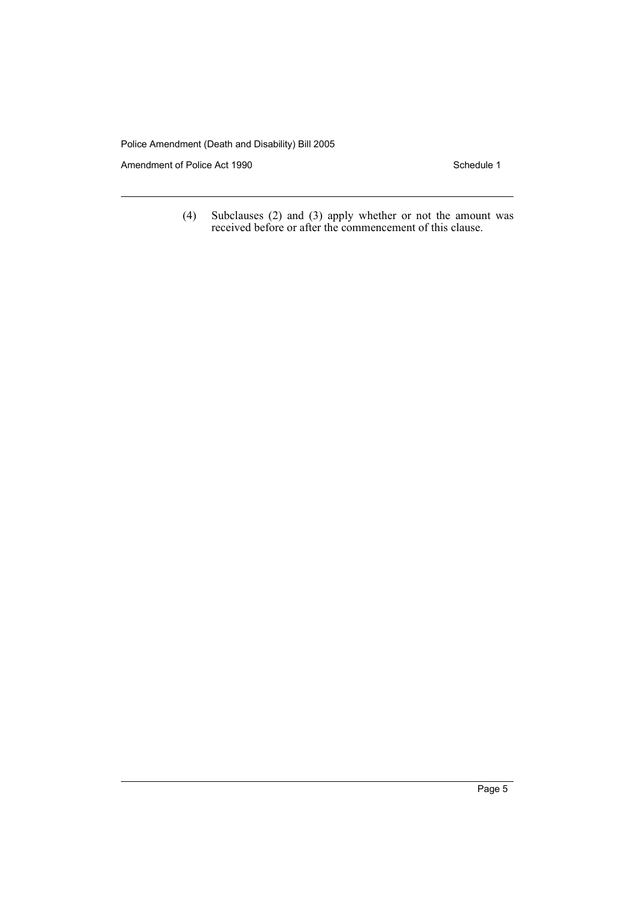(4) Subclauses (2) and (3) apply whether or not the amount was received before or after the commencement of this clause.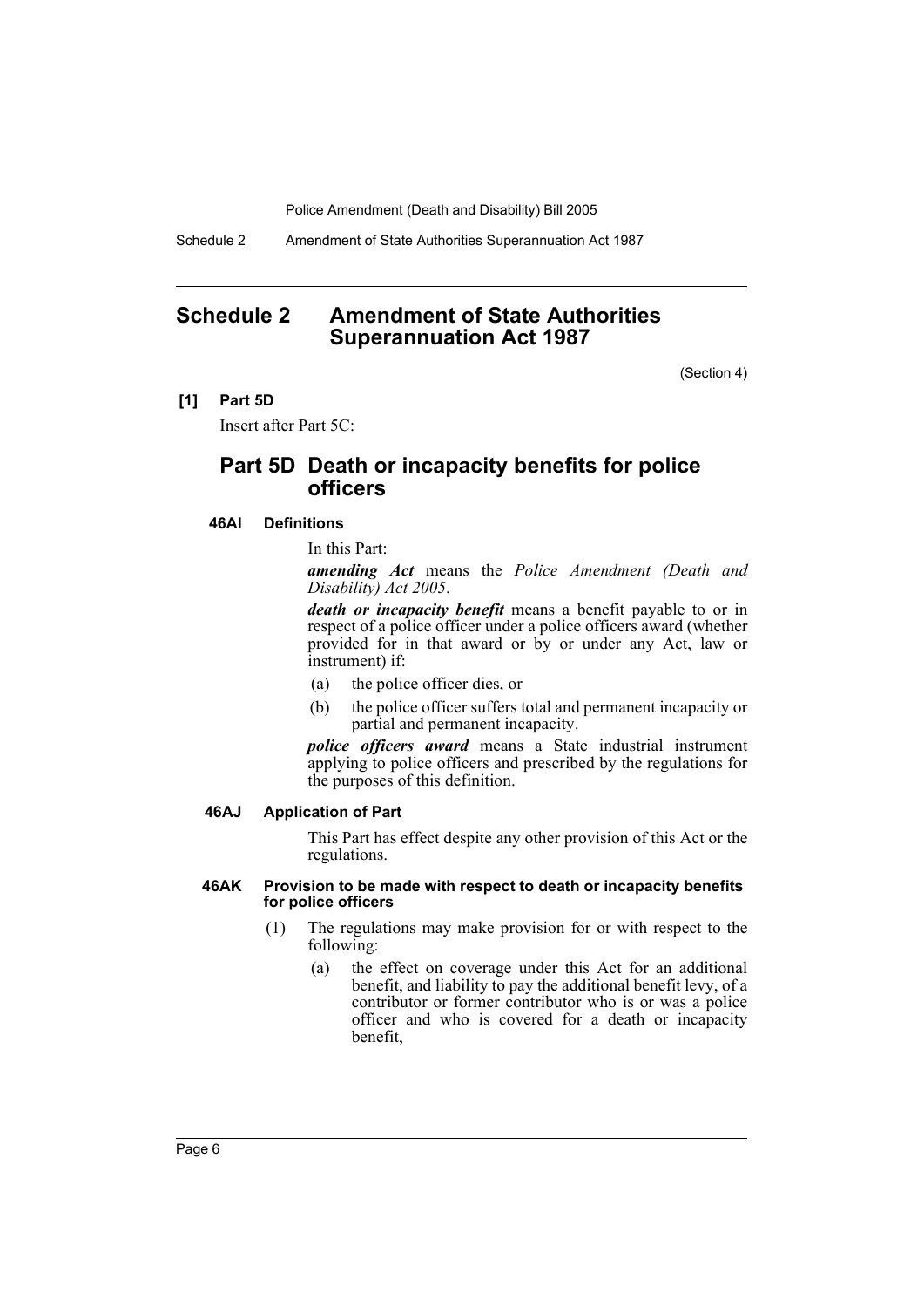# Schedule 2 Amendment of State Authorities Superannuation Act 1987

(Section 4)

**[1] Part 5D**

Insert after Part 5C:

## Part 5D Death or incapacity benefits for police officers

### 46AI Definitions

In this Part:

***amending Act*** means the *Police Amendment (Death and Disability) Act 2005*.

***death or incapacity benefit*** means a benefit payable to or in respect of a police officer under a police officers award (whether provided for in that award or by or under any Act, law or instrument) if:

(a) the police officer dies, or

(b) the police officer suffers total and permanent incapacity or partial and permanent incapacity.

***police officers award*** means a State industrial instrument applying to police officers and prescribed by the regulations for the purposes of this definition.

### 46AJ Application of Part

This Part has effect despite any other provision of this Act or the regulations.

### 46AK Provision to be made with respect to death or incapacity benefits for police officers

(1) The regulations may make provision for or with respect to the following:

(a) the effect on coverage under this Act for an additional benefit, and liability to pay the additional benefit levy, of a contributor or former contributor who is or was a police officer and who is covered for a death or incapacity benefit,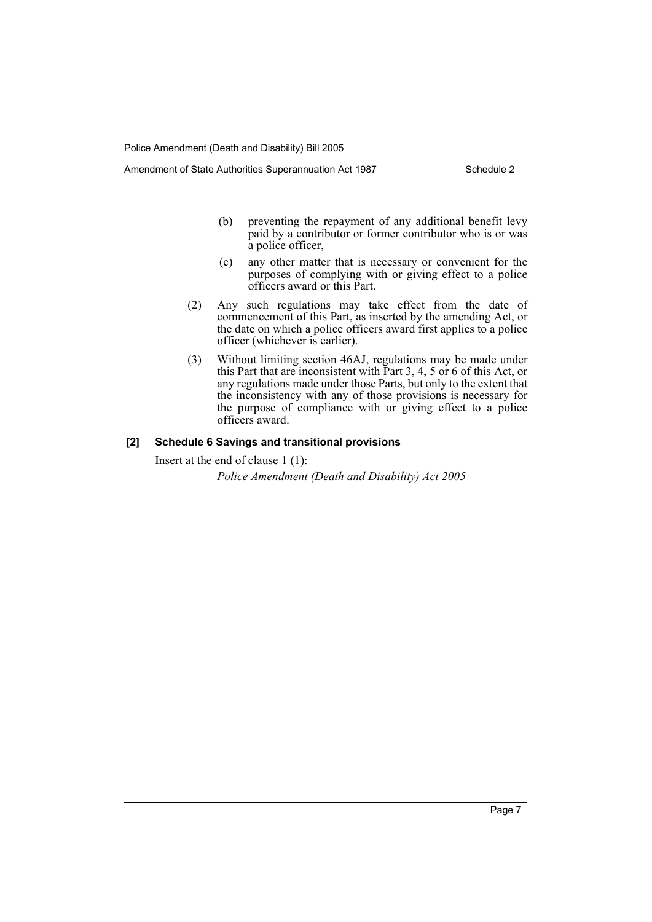(b) preventing the repayment of any additional benefit levy paid by a contributor or former contributor who is or was a police officer,

(c) any other matter that is necessary or convenient for the purposes of complying with or giving effect to a police officers award or this Part.

(2) Any such regulations may take effect from the date of commencement of this Part, as inserted by the amending Act, or the date on which a police officers award first applies to a police officer (whichever is earlier).

(3) Without limiting section 46AJ, regulations may be made under this Part that are inconsistent with Part 3, 4, 5 or 6 of this Act, or any regulations made under those Parts, but only to the extent that the inconsistency with any of those provisions is necessary for the purpose of compliance with or giving effect to a police officers award.

**[2] Schedule 6 Savings and transitional provisions**

Insert at the end of clause 1 (1):

*Police Amendment (Death and Disability) Act 2005*